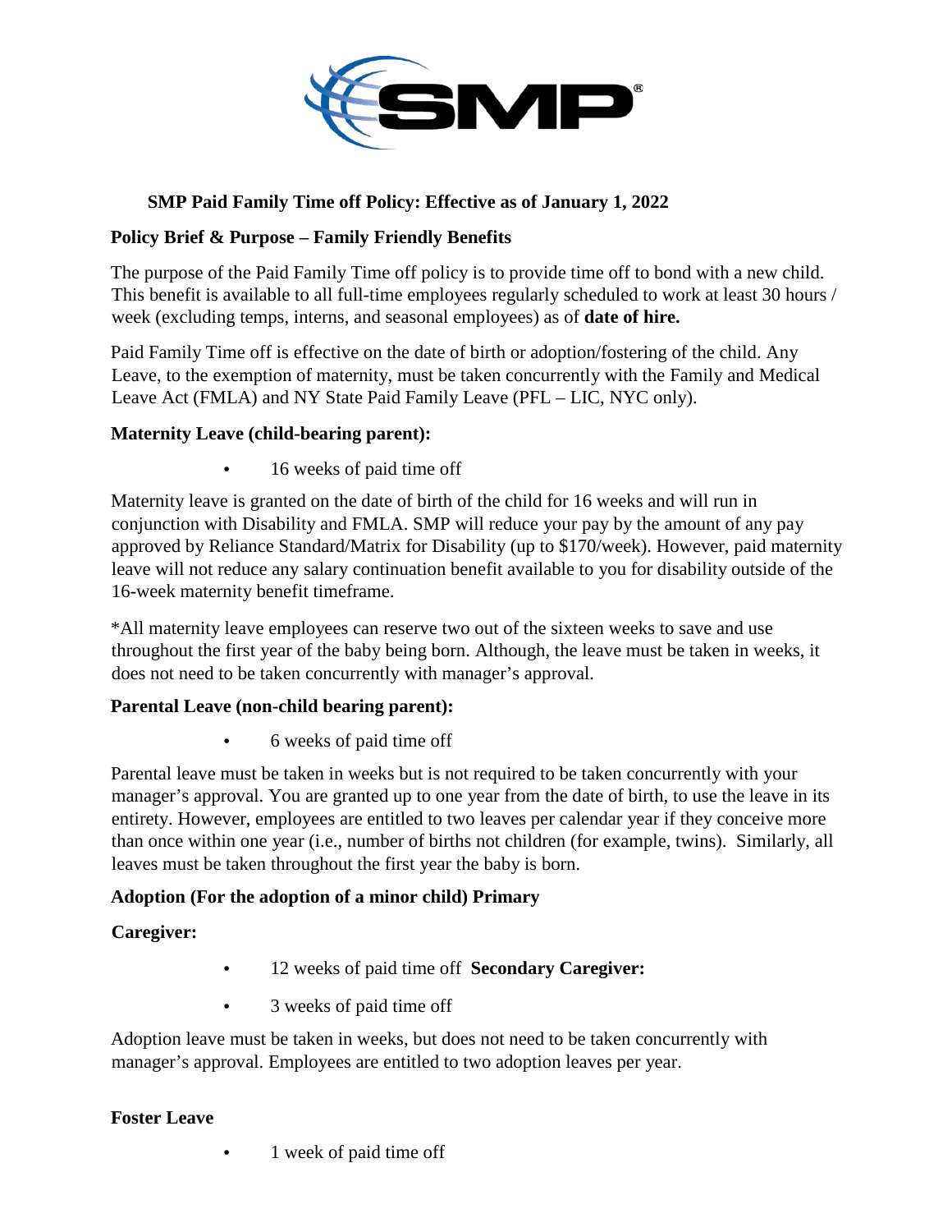## SMP Paid Family Time off Policy: Effective as of January 1, 2022

### Policy Brief & Purpose – Family Friendly Benefits

The purpose of the Paid Family Time off policy is to provide time off to bond with a new child. This benefit is available to all full-time employees regularly scheduled to work at least 30 hours / week (excluding temps, interns, and seasonal employees) as of **date of hire.**

Paid Family Time off is effective on the date of birth or adoption/fostering of the child. Any Leave, to the exemption of maternity, must be taken concurrently with the Family and Medical Leave Act (FMLA) and NY State Paid Family Leave (PFL – LIC, NYC only).

### Maternity Leave (child-bearing parent):

- 16 weeks of paid time off

Maternity leave is granted on the date of birth of the child for 16 weeks and will run in conjunction with Disability and FMLA. SMP will reduce your pay by the amount of any pay approved by Reliance Standard/Matrix for Disability (up to $170/week). However, paid maternity leave will not reduce any salary continuation benefit available to you for disability outside of the 16-week maternity benefit timeframe.

*All maternity leave employees can reserve two out of the sixteen weeks to save and use throughout the first year of the baby being born. Although, the leave must be taken in weeks, it does not need to be taken concurrently with manager's approval.

### Parental Leave (non-child bearing parent):

- 6 weeks of paid time off

Parental leave must be taken in weeks but is not required to be taken concurrently with your manager's approval. You are granted up to one year from the date of birth, to use the leave in its entirety. However, employees are entitled to two leaves per calendar year if they conceive more than once within one year (i.e., number of births not children (for example, twins). Similarly, all leaves must be taken throughout the first year the baby is born.

### Adoption (For the adoption of a minor child) Primary

**Caregiver:**

- 12 weeks of paid time off **Secondary Caregiver:**
- 3 weeks of paid time off

Adoption leave must be taken in weeks, but does not need to be taken concurrently with manager's approval. Employees are entitled to two adoption leaves per year.

### Foster Leave

- 1 week of paid time off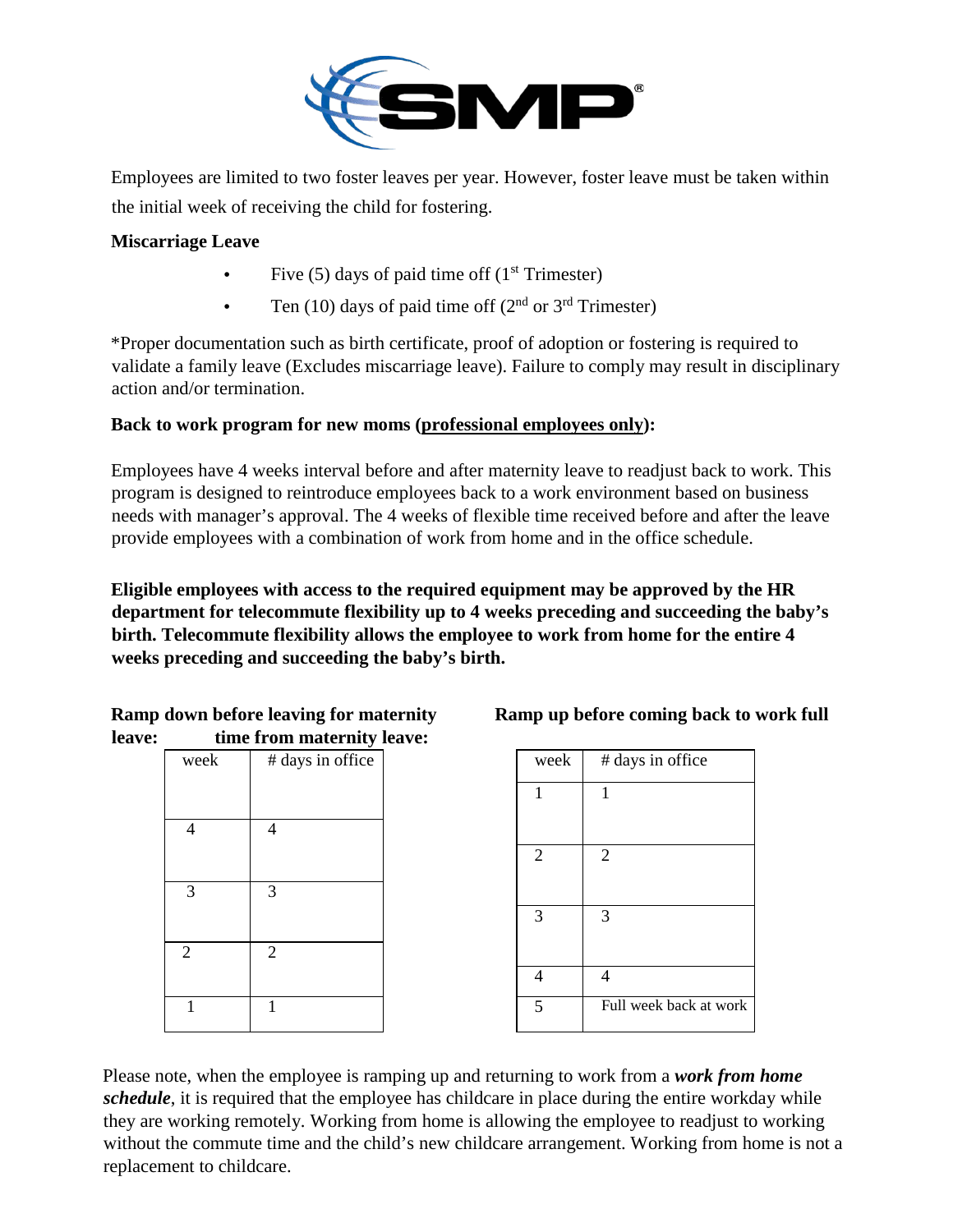Employees are limited to two foster leaves per year. However, foster leave must be taken within the initial week of receiving the child for fostering.

**Miscarriage Leave**

- Five (5) days of paid time off ($1^{st}$ Trimester)
- Ten (10) days of paid time off ($2^{nd}$ or $3^{rd}$ Trimester)

*Proper documentation such as birth certificate, proof of adoption or fostering is required to validate a family leave (Excludes miscarriage leave). Failure to comply may result in disciplinary action and/or termination.

**Back to work program for new moms (<u>professional employees only</u>):**

Employees have 4 weeks interval before and after maternity leave to readjust back to work. This program is designed to reintroduce employees back to a work environment based on business needs with manager's approval. The 4 weeks of flexible time received before and after the leave provide employees with a combination of work from home and in the office schedule.

**Eligible employees with access to the required equipment may be approved by the HR department for telecommute flexibility up to 4 weeks preceding and succeeding the baby's birth. Telecommute flexibility allows the employee to work from home for the entire 4 weeks preceding and succeeding the baby's birth.**

**Ramp down before leaving for maternity leave:**

| week | # days in office |
|---|---|
| 4 | 4 |
| 3 | 3 |
| 2 | 2 |
| 1 | 1 |

**Ramp up before coming back to work full time from maternity leave:**

| week | # days in office |
|---|---|
| 1 | 1 |
| 2 | 2 |
| 3 | 3 |
| 4 | 4 |
| 5 | Full week back at work |

Please note, when the employee is ramping up and returning to work from a ***work from home schedule***, it is required that the employee has childcare in place during the entire workday while they are working remotely. Working from home is allowing the employee to readjust to working without the commute time and the child's new childcare arrangement. Working from home is not a replacement to childcare.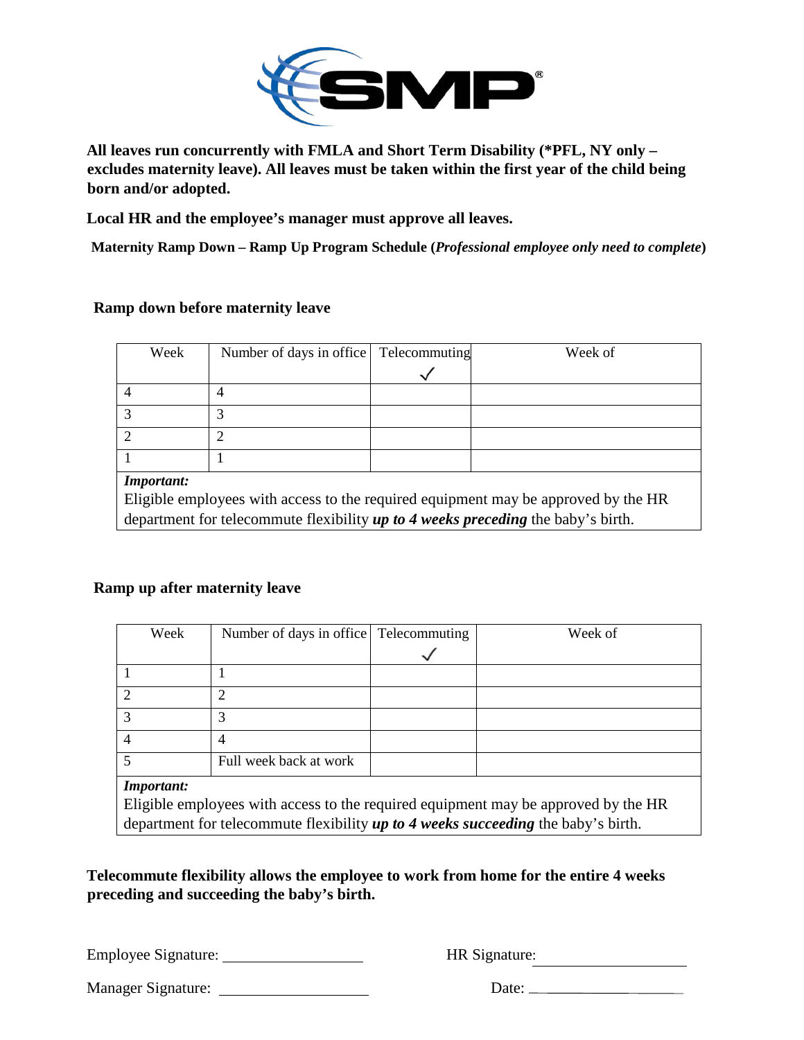SMP®

**All leaves run concurrently with FMLA and Short Term Disability (*PFL, NY only – excludes maternity leave). All leaves must be taken within the first year of the child being born and/or adopted.**

**Local HR and the employee's manager must approve all leaves.**

**Maternity Ramp Down – Ramp Up Program Schedule (*Professional employee only need to complete*)**

**Ramp down before maternity leave**

| Week | Number of days in office | Telecommuting ✓ | Week of |
|---|---|---|---|
| 4 | 4 | | |
| 3 | 3 | | |
| 2 | 2 | | |
| 1 | 1 | | |

***Important:***
Eligible employees with access to the required equipment may be approved by the HR department for telecommute flexibility ***up to 4 weeks preceding*** the baby's birth.

**Ramp up after maternity leave**

| Week | Number of days in office | Telecommuting ✓ | Week of |
|---|---|---|---|
| 1 | 1 | | |
| 2 | 2 | | |
| 3 | 3 | | |
| 4 | 4 | | |
| 5 | Full week back at work | | |

***Important:***
Eligible employees with access to the required equipment may be approved by the HR department for telecommute flexibility ***up to 4 weeks succeeding*** the baby's birth.

**Telecommute flexibility allows the employee to work from home for the entire 4 weeks preceding and succeeding the baby's birth.**

Employee Signature: ____________________ HR Signature: ____________________

Manager Signature: ____________________ Date: ____________________